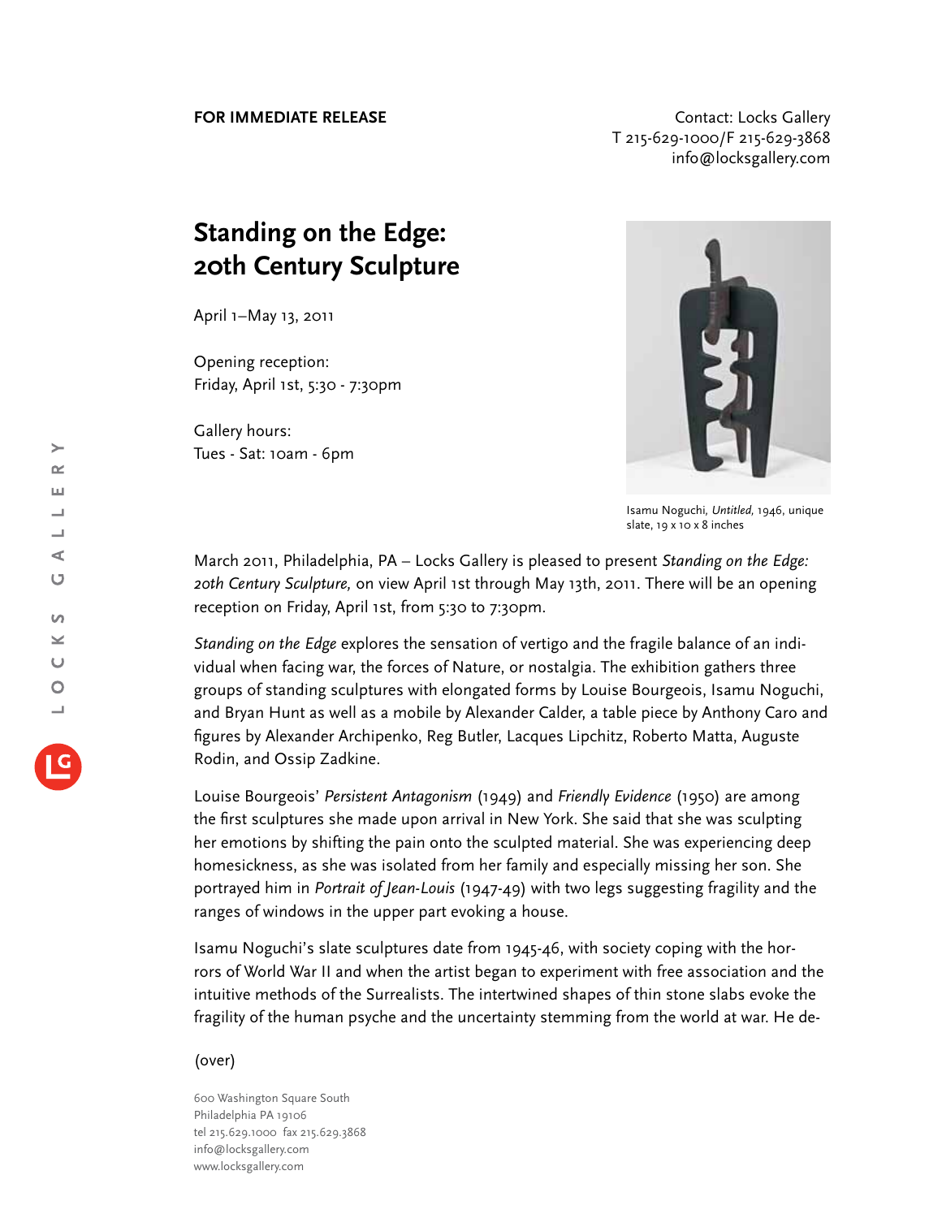**FOR IMMEDIATE RELEASE**

Contact: Locks Gallery
T 215-629-1000/F 215-629-3868
info@locksgallery.com

# Standing on the Edge: 20th Century Sculpture

April 1–May 13, 2011

Opening reception:
Friday, April 1st, 5:30 - 7:30pm

Gallery hours:
Tues - Sat: 10am - 6pm

Isamu Noguchi, *Untitled*, 1946, unique slate, 19 x 10 x 8 inches

March 2011, Philadelphia, PA – Locks Gallery is pleased to present *Standing on the Edge: 20th Century Sculpture,* on view April 1st through May 13th, 2011. There will be an opening reception on Friday, April 1st, from 5:30 to 7:30pm.

*Standing on the Edge* explores the sensation of vertigo and the fragile balance of an individual when facing war, the forces of Nature, or nostalgia. The exhibition gathers three groups of standing sculptures with elongated forms by Louise Bourgeois, Isamu Noguchi, and Bryan Hunt as well as a mobile by Alexander Calder, a table piece by Anthony Caro and figures by Alexander Archipenko, Reg Butler, Lacques Lipchitz, Roberto Matta, Auguste Rodin, and Ossip Zadkine.

Louise Bourgeois' *Persistent Antagonism* (1949) and *Friendly Evidence* (1950) are among the first sculptures she made upon arrival in New York. She said that she was sculpting her emotions by shifting the pain onto the sculpted material. She was experiencing deep homesickness, as she was isolated from her family and especially missing her son. She portrayed him in *Portrait of Jean-Louis* (1947-49) with two legs suggesting fragility and the ranges of windows in the upper part evoking a house.

Isamu Noguchi's slate sculptures date from 1945-46, with society coping with the horrors of World War II and when the artist began to experiment with free association and the intuitive methods of the Surrealists. The intertwined shapes of thin stone slabs evoke the fragility of the human psyche and the uncertainty stemming from the world at war. He de-

(over)

600 Washington Square South
Philadelphia PA 19106
tel 215.629.1000 fax 215.629.3868
info@locksgallery.com
www.locksgallery.com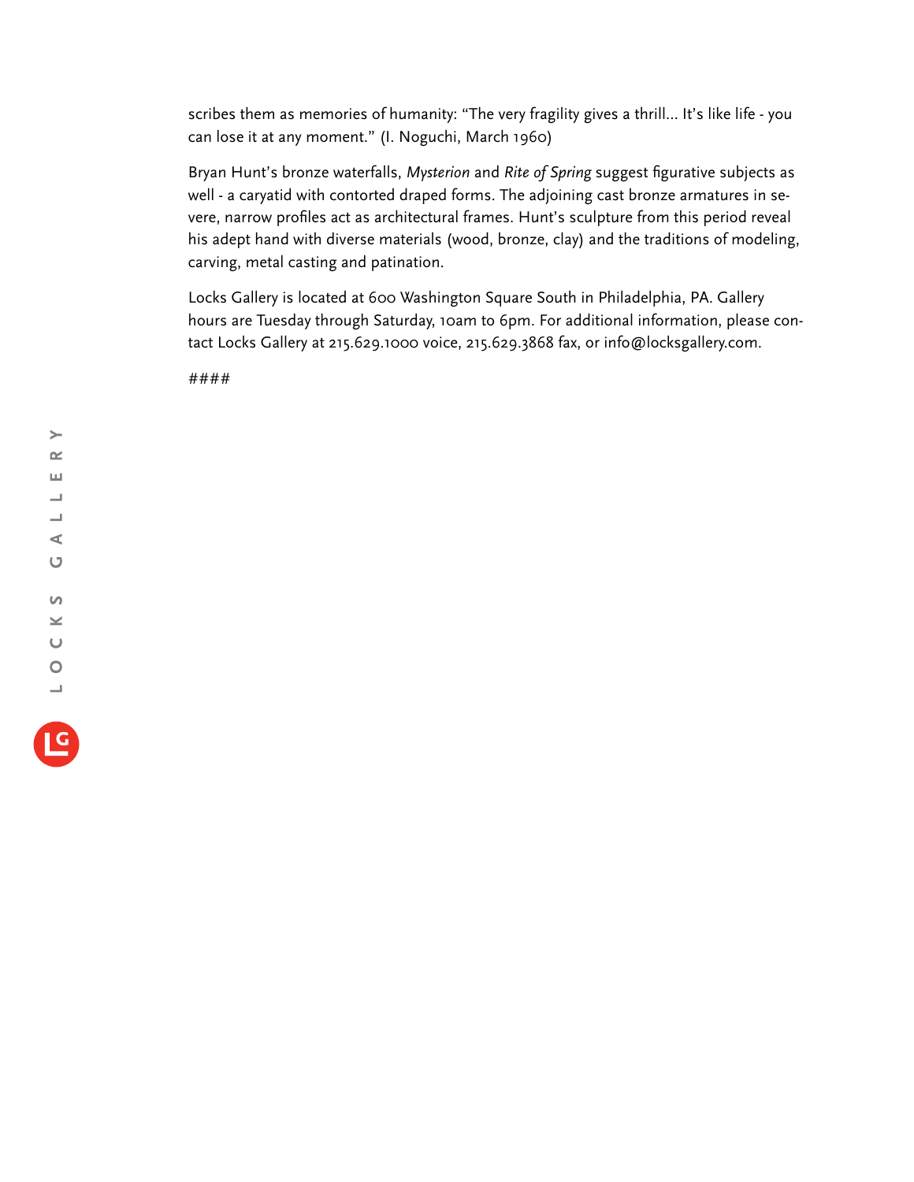scribes them as memories of humanity: "The very fragility gives a thrill... It's like life - you can lose it at any moment." (I. Noguchi, March 1960)

Bryan Hunt's bronze waterfalls, *Mysterion* and *Rite of Spring* suggest figurative subjects as well - a caryatid with contorted draped forms. The adjoining cast bronze armatures in severe, narrow profiles act as architectural frames. Hunt's sculpture from this period reveal his adept hand with diverse materials (wood, bronze, clay) and the traditions of modeling, carving, metal casting and patination.

Locks Gallery is located at 600 Washington Square South in Philadelphia, PA. Gallery hours are Tuesday through Saturday, 10am to 6pm. For additional information, please contact Locks Gallery at 215.629.1000 voice, 215.629.3868 fax, or info@locksgallery.com.

####